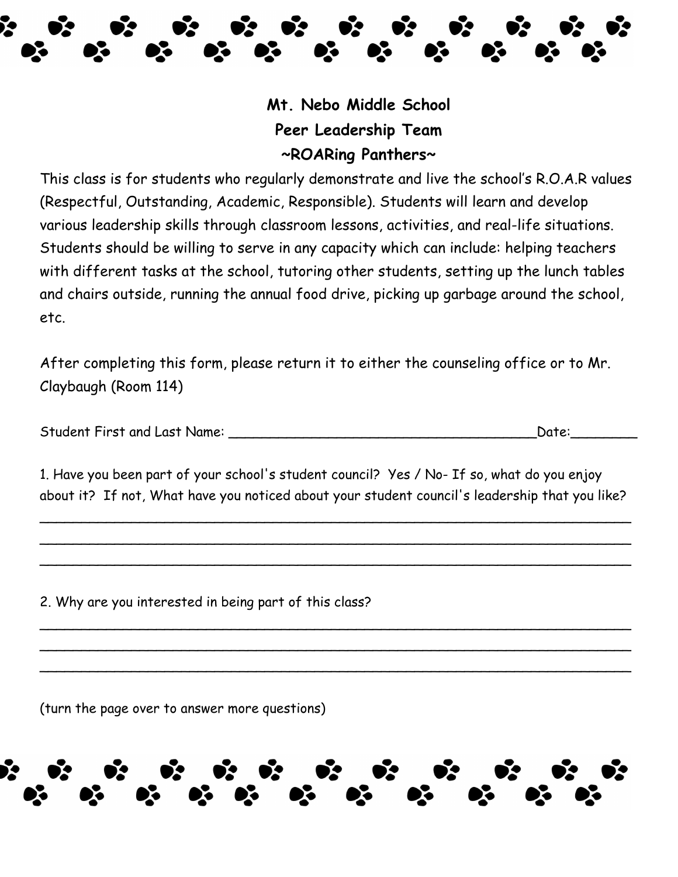# Mt. Nebo Middle School
## Peer Leadership Team
## ~ROARing Panthers~

This class is for students who regularly demonstrate and live the school's R.O.A.R values (Respectful, Outstanding, Academic, Responsible). Students will learn and develop various leadership skills through classroom lessons, activities, and real-life situations. Students should be willing to serve in any capacity which can include: helping teachers with different tasks at the school, tutoring other students, setting up the lunch tables and chairs outside, running the annual food drive, picking up garbage around the school, etc.

After completing this form, please return it to either the counseling office or to Mr. Claybaugh (Room 114)

Student First and Last Name: ______________________________________Date:________

1. Have you been part of your school's student council? Yes / No- If so, what do you enjoy about it? If not, What have you noticed about your student council's leadership that you like?

_____________________________________________________________________________
_____________________________________________________________________________
_____________________________________________________________________________

2. Why are you interested in being part of this class?

_____________________________________________________________________________
_____________________________________________________________________________
_____________________________________________________________________________

(turn the page over to answer more questions)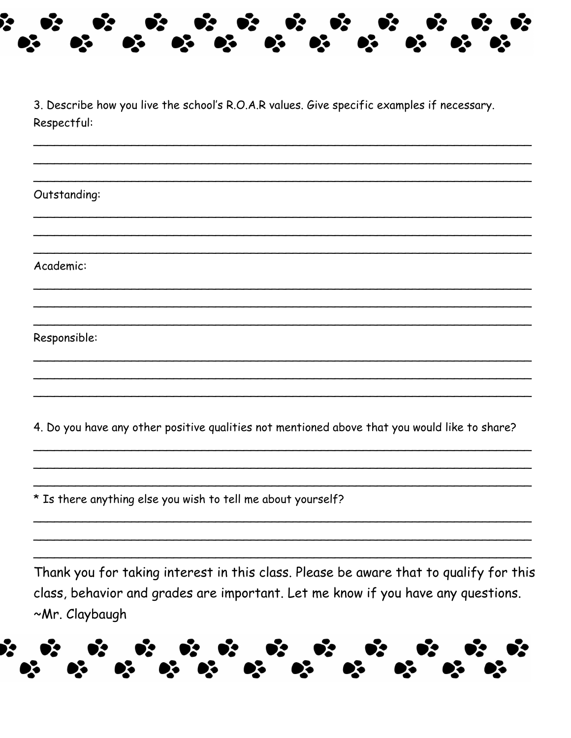3. Describe how you live the school's R.O.A.R values. Give specific examples if necessary.

Respectful:

\_\_\_\_\_\_\_\_\_\_\_\_\_\_\_\_\_\_\_\_\_\_\_\_\_\_\_\_\_\_\_\_\_\_\_\_\_\_\_\_\_\_\_\_\_\_\_\_\_\_\_\_\_\_\_\_\_\_\_\_\_\_\_\_\_\_\_\_

\_\_\_\_\_\_\_\_\_\_\_\_\_\_\_\_\_\_\_\_\_\_\_\_\_\_\_\_\_\_\_\_\_\_\_\_\_\_\_\_\_\_\_\_\_\_\_\_\_\_\_\_\_\_\_\_\_\_\_\_\_\_\_\_\_\_\_\_

\_\_\_\_\_\_\_\_\_\_\_\_\_\_\_\_\_\_\_\_\_\_\_\_\_\_\_\_\_\_\_\_\_\_\_\_\_\_\_\_\_\_\_\_\_\_\_\_\_\_\_\_\_\_\_\_\_\_\_\_\_\_\_\_\_\_\_\_

Outstanding:

\_\_\_\_\_\_\_\_\_\_\_\_\_\_\_\_\_\_\_\_\_\_\_\_\_\_\_\_\_\_\_\_\_\_\_\_\_\_\_\_\_\_\_\_\_\_\_\_\_\_\_\_\_\_\_\_\_\_\_\_\_\_\_\_\_\_\_\_

\_\_\_\_\_\_\_\_\_\_\_\_\_\_\_\_\_\_\_\_\_\_\_\_\_\_\_\_\_\_\_\_\_\_\_\_\_\_\_\_\_\_\_\_\_\_\_\_\_\_\_\_\_\_\_\_\_\_\_\_\_\_\_\_\_\_\_\_

\_\_\_\_\_\_\_\_\_\_\_\_\_\_\_\_\_\_\_\_\_\_\_\_\_\_\_\_\_\_\_\_\_\_\_\_\_\_\_\_\_\_\_\_\_\_\_\_\_\_\_\_\_\_\_\_\_\_\_\_\_\_\_\_\_\_\_\_

Academic:

\_\_\_\_\_\_\_\_\_\_\_\_\_\_\_\_\_\_\_\_\_\_\_\_\_\_\_\_\_\_\_\_\_\_\_\_\_\_\_\_\_\_\_\_\_\_\_\_\_\_\_\_\_\_\_\_\_\_\_\_\_\_\_\_\_\_\_\_

\_\_\_\_\_\_\_\_\_\_\_\_\_\_\_\_\_\_\_\_\_\_\_\_\_\_\_\_\_\_\_\_\_\_\_\_\_\_\_\_\_\_\_\_\_\_\_\_\_\_\_\_\_\_\_\_\_\_\_\_\_\_\_\_\_\_\_\_

\_\_\_\_\_\_\_\_\_\_\_\_\_\_\_\_\_\_\_\_\_\_\_\_\_\_\_\_\_\_\_\_\_\_\_\_\_\_\_\_\_\_\_\_\_\_\_\_\_\_\_\_\_\_\_\_\_\_\_\_\_\_\_\_\_\_\_\_

Responsible:

\_\_\_\_\_\_\_\_\_\_\_\_\_\_\_\_\_\_\_\_\_\_\_\_\_\_\_\_\_\_\_\_\_\_\_\_\_\_\_\_\_\_\_\_\_\_\_\_\_\_\_\_\_\_\_\_\_\_\_\_\_\_\_\_\_\_\_\_

\_\_\_\_\_\_\_\_\_\_\_\_\_\_\_\_\_\_\_\_\_\_\_\_\_\_\_\_\_\_\_\_\_\_\_\_\_\_\_\_\_\_\_\_\_\_\_\_\_\_\_\_\_\_\_\_\_\_\_\_\_\_\_\_\_\_\_\_

\_\_\_\_\_\_\_\_\_\_\_\_\_\_\_\_\_\_\_\_\_\_\_\_\_\_\_\_\_\_\_\_\_\_\_\_\_\_\_\_\_\_\_\_\_\_\_\_\_\_\_\_\_\_\_\_\_\_\_\_\_\_\_\_\_\_\_\_

4. Do you have any other positive qualities not mentioned above that you would like to share?

\_\_\_\_\_\_\_\_\_\_\_\_\_\_\_\_\_\_\_\_\_\_\_\_\_\_\_\_\_\_\_\_\_\_\_\_\_\_\_\_\_\_\_\_\_\_\_\_\_\_\_\_\_\_\_\_\_\_\_\_\_\_\_\_\_\_\_\_

\_\_\_\_\_\_\_\_\_\_\_\_\_\_\_\_\_\_\_\_\_\_\_\_\_\_\_\_\_\_\_\_\_\_\_\_\_\_\_\_\_\_\_\_\_\_\_\_\_\_\_\_\_\_\_\_\_\_\_\_\_\_\_\_\_\_\_\_

\_\_\_\_\_\_\_\_\_\_\_\_\_\_\_\_\_\_\_\_\_\_\_\_\_\_\_\_\_\_\_\_\_\_\_\_\_\_\_\_\_\_\_\_\_\_\_\_\_\_\_\_\_\_\_\_\_\_\_\_\_\_\_\_\_\_\_\_

\* Is there anything else you wish to tell me about yourself?

\_\_\_\_\_\_\_\_\_\_\_\_\_\_\_\_\_\_\_\_\_\_\_\_\_\_\_\_\_\_\_\_\_\_\_\_\_\_\_\_\_\_\_\_\_\_\_\_\_\_\_\_\_\_\_\_\_\_\_\_\_\_\_\_\_\_\_\_

\_\_\_\_\_\_\_\_\_\_\_\_\_\_\_\_\_\_\_\_\_\_\_\_\_\_\_\_\_\_\_\_\_\_\_\_\_\_\_\_\_\_\_\_\_\_\_\_\_\_\_\_\_\_\_\_\_\_\_\_\_\_\_\_\_\_\_\_

\_\_\_\_\_\_\_\_\_\_\_\_\_\_\_\_\_\_\_\_\_\_\_\_\_\_\_\_\_\_\_\_\_\_\_\_\_\_\_\_\_\_\_\_\_\_\_\_\_\_\_\_\_\_\_\_\_\_\_\_\_\_\_\_\_\_\_\_

Thank you for taking interest in this class. Please be aware that to qualify for this class, behavior and grades are important. Let me know if you have any questions.

~Mr. Claybaugh